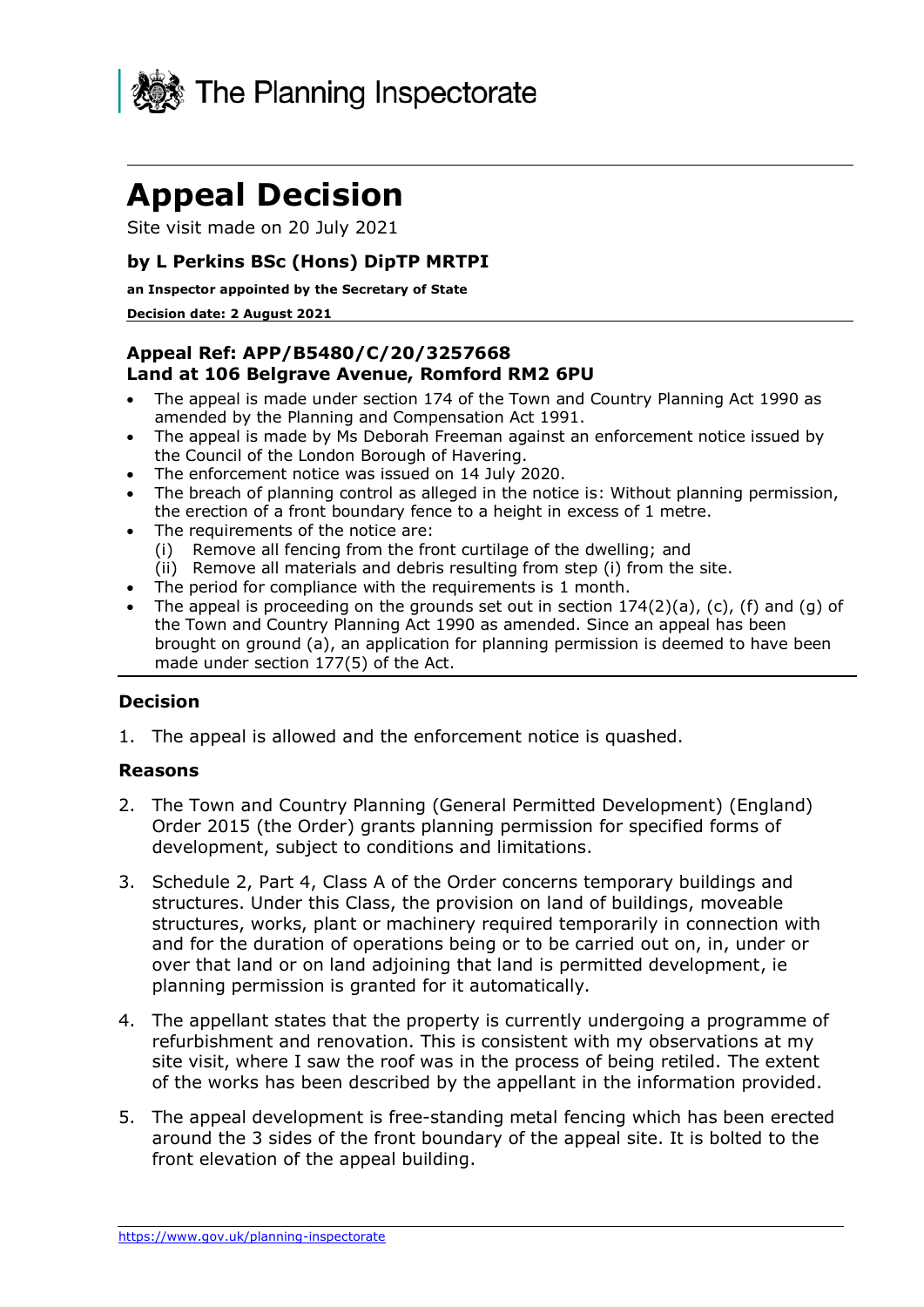The Planning Inspectorate

# Appeal Decision

Site visit made on 20 July 2021

### by L Perkins BSc (Hons) DipTP MRTPI

**an Inspector appointed by the Secretary of State**

**Decision date: 2 August 2021**

### Appeal Ref: APP/B5480/C/20/3257668
### Land at 106 Belgrave Avenue, Romford RM2 6PU

- The appeal is made under section 174 of the Town and Country Planning Act 1990 as amended by the Planning and Compensation Act 1991.
- The appeal is made by Ms Deborah Freeman against an enforcement notice issued by the Council of the London Borough of Havering.
- The enforcement notice was issued on 14 July 2020.
- The breach of planning control as alleged in the notice is: Without planning permission, the erection of a front boundary fence to a height in excess of 1 metre.
- The requirements of the notice are:
  - (i) Remove all fencing from the front curtilage of the dwelling; and
  - (ii) Remove all materials and debris resulting from step (i) from the site.
- The period for compliance with the requirements is 1 month.
- The appeal is proceeding on the grounds set out in section 174(2)(a), (c), (f) and (g) of the Town and Country Planning Act 1990 as amended. Since an appeal has been brought on ground (a), an application for planning permission is deemed to have been made under section 177(5) of the Act.

## Decision

1. The appeal is allowed and the enforcement notice is quashed.

## Reasons

2. The Town and Country Planning (General Permitted Development) (England) Order 2015 (the Order) grants planning permission for specified forms of development, subject to conditions and limitations.

3. Schedule 2, Part 4, Class A of the Order concerns temporary buildings and structures. Under this Class, the provision on land of buildings, moveable structures, works, plant or machinery required temporarily in connection with and for the duration of operations being or to be carried out on, in, under or over that land or on land adjoining that land is permitted development, ie planning permission is granted for it automatically.

4. The appellant states that the property is currently undergoing a programme of refurbishment and renovation. This is consistent with my observations at my site visit, where I saw the roof was in the process of being retiled. The extent of the works has been described by the appellant in the information provided.

5. The appeal development is free-standing metal fencing which has been erected around the 3 sides of the front boundary of the appeal site. It is bolted to the front elevation of the appeal building.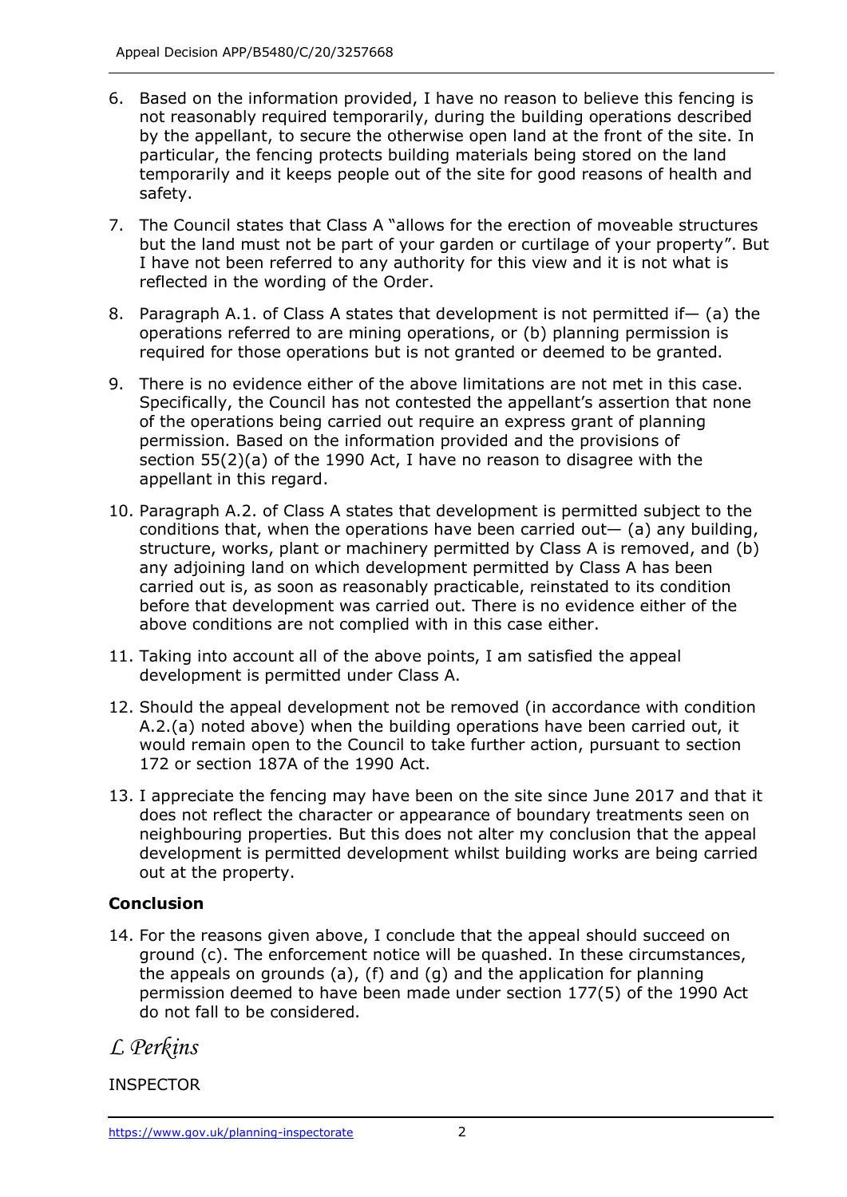6. Based on the information provided, I have no reason to believe this fencing is not reasonably required temporarily, during the building operations described by the appellant, to secure the otherwise open land at the front of the site. In particular, the fencing protects building materials being stored on the land temporarily and it keeps people out of the site for good reasons of health and safety.

7. The Council states that Class A "allows for the erection of moveable structures but the land must not be part of your garden or curtilage of your property". But I have not been referred to any authority for this view and it is not what is reflected in the wording of the Order.

8. Paragraph A.1. of Class A states that development is not permitted if— (a) the operations referred to are mining operations, or (b) planning permission is required for those operations but is not granted or deemed to be granted.

9. There is no evidence either of the above limitations are not met in this case. Specifically, the Council has not contested the appellant's assertion that none of the operations being carried out require an express grant of planning permission. Based on the information provided and the provisions of section 55(2)(a) of the 1990 Act, I have no reason to disagree with the appellant in this regard.

10. Paragraph A.2. of Class A states that development is permitted subject to the conditions that, when the operations have been carried out— (a) any building, structure, works, plant or machinery permitted by Class A is removed, and (b) any adjoining land on which development permitted by Class A has been carried out is, as soon as reasonably practicable, reinstated to its condition before that development was carried out. There is no evidence either of the above conditions are not complied with in this case either.

11. Taking into account all of the above points, I am satisfied the appeal development is permitted under Class A.

12. Should the appeal development not be removed (in accordance with condition A.2.(a) noted above) when the building operations have been carried out, it would remain open to the Council to take further action, pursuant to section 172 or section 187A of the 1990 Act.

13. I appreciate the fencing may have been on the site since June 2017 and that it does not reflect the character or appearance of boundary treatments seen on neighbouring properties. But this does not alter my conclusion that the appeal development is permitted development whilst building works are being carried out at the property.

**Conclusion**

14. For the reasons given above, I conclude that the appeal should succeed on ground (c). The enforcement notice will be quashed. In these circumstances, the appeals on grounds (a), (f) and (g) and the application for planning permission deemed to have been made under section 177(5) of the 1990 Act do not fall to be considered.

*L Perkins*

INSPECTOR